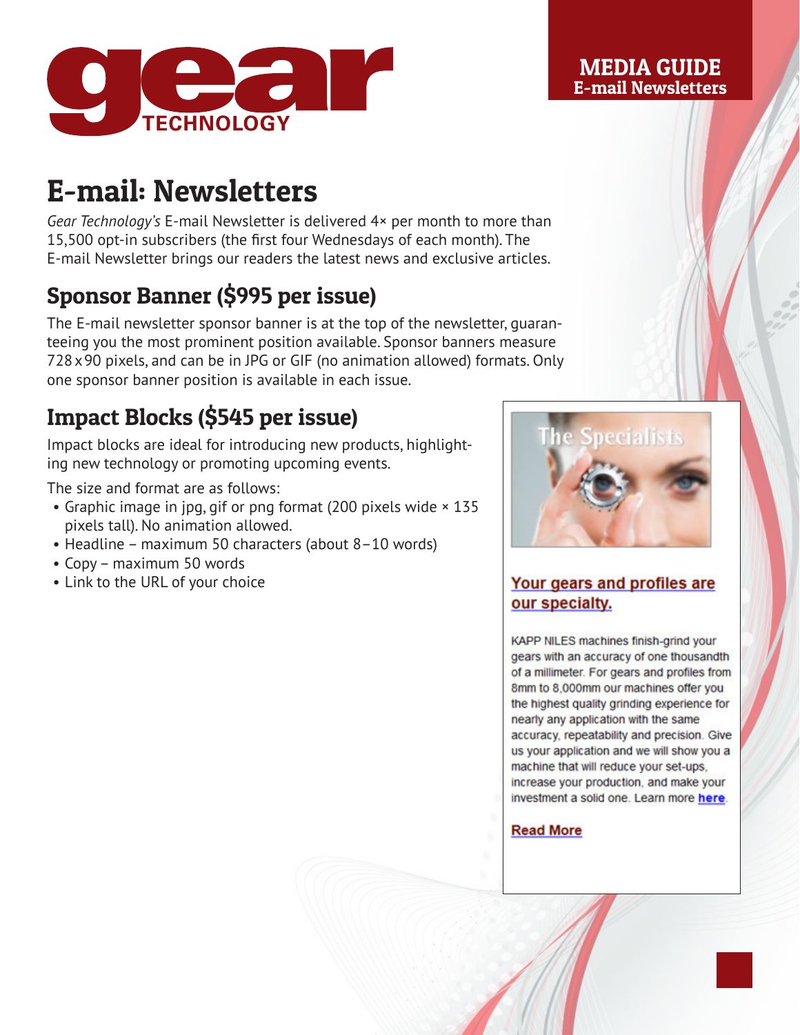**MEDIA GUIDE**
**E-mail Newsletters**

# E-mail: Newsletters

*Gear Technology's* E-mail Newsletter is delivered 4× per month to more than 15,500 opt-in subscribers (the first four Wednesdays of each month). The E-mail Newsletter brings our readers the latest news and exclusive articles.

## Sponsor Banner ($995 per issue)

The E-mail newsletter sponsor banner is at the top of the newsletter, guaranteeing you the most prominent position available. Sponsor banners measure 728 x 90 pixels, and can be in JPG or GIF (no animation allowed) formats. Only one sponsor banner position is available in each issue.

## Impact Blocks ($545 per issue)

Impact blocks are ideal for introducing new products, highlighting new technology or promoting upcoming events.

The size and format are as follows:

- Graphic image in jpg, gif or png format (200 pixels wide × 135 pixels tall). No animation allowed.
- Headline – maximum 50 characters (about 8–10 words)
- Copy – maximum 50 words
- Link to the URL of your choice

The Specialists

**Your gears and profiles are our specialty.**

KAPP NILES machines finish-grind your gears with an accuracy of one thousandth of a millimeter. For gears and profiles from 8mm to 8,000mm our machines offer you the highest quality grinding experience for nearly any application with the same accuracy, repeatability and precision. Give us your application and we will show you a machine that will reduce your set-ups, increase your production, and make your investment a solid one. Learn more here.

Read More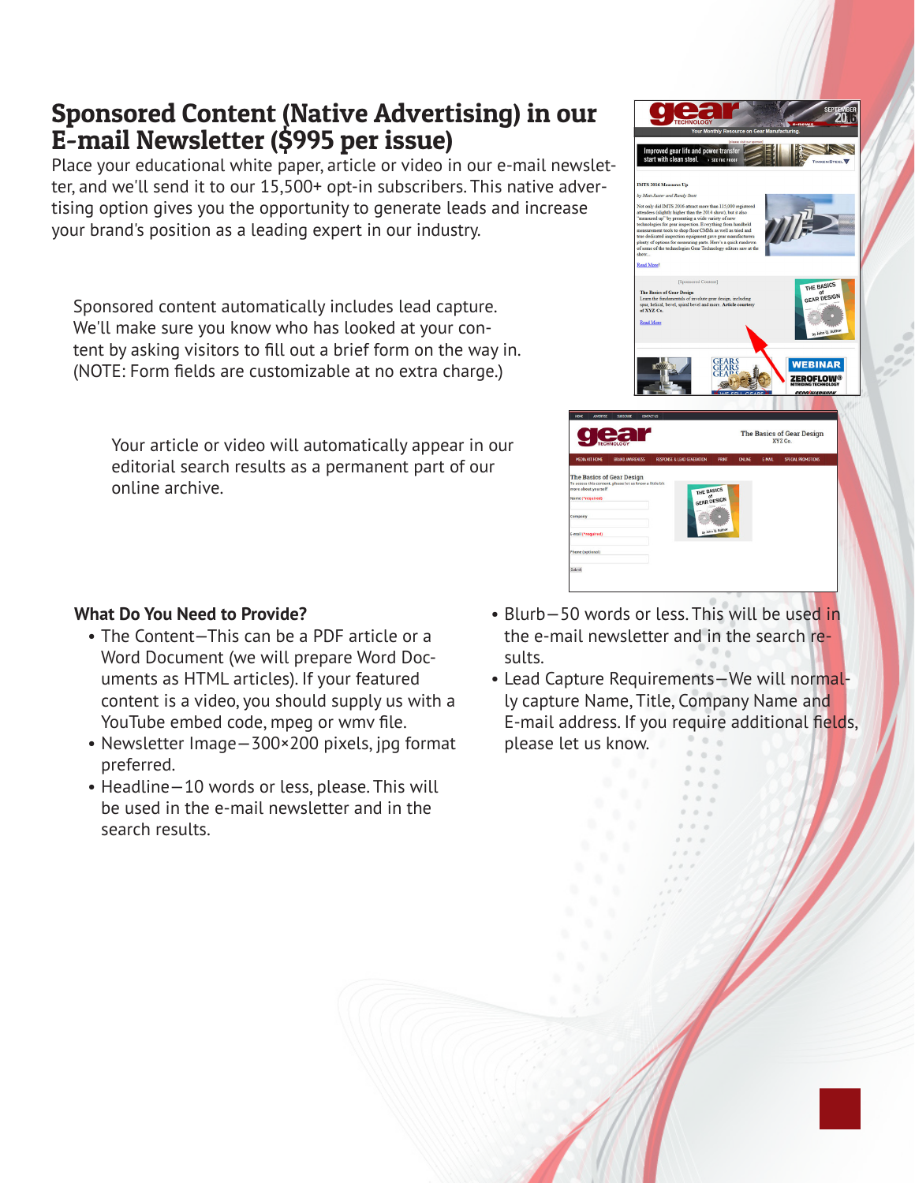## Sponsored Content (Native Advertising) in our E-mail Newsletter ($995 per issue)

Place your educational white paper, article or video in our e-mail newsletter, and we'll send it to our 15,500+ opt-in subscribers. This native advertising option gives you the opportunity to generate leads and increase your brand's position as a leading expert in our industry.

Sponsored content automatically includes lead capture. We'll make sure you know who has looked at your content by asking visitors to fill out a brief form on the way in. (NOTE: Form fields are customizable at no extra charge.)

Your article or video will automatically appear in our editorial search results as a permanent part of our online archive.

**What Do You Need to Provide?**

- The Content—This can be a PDF article or a Word Document (we will prepare Word Documents as HTML articles). If your featured content is a video, you should supply us with a YouTube embed code, mpeg or wmv file.
- Newsletter Image—300×200 pixels, jpg format preferred.
- Headline—10 words or less, please. This will be used in the e-mail newsletter and in the search results.
- Blurb—50 words or less. This will be used in the e-mail newsletter and in the search results.
- Lead Capture Requirements—We will normally capture Name, Title, Company Name and E-mail address. If you require additional fields, please let us know.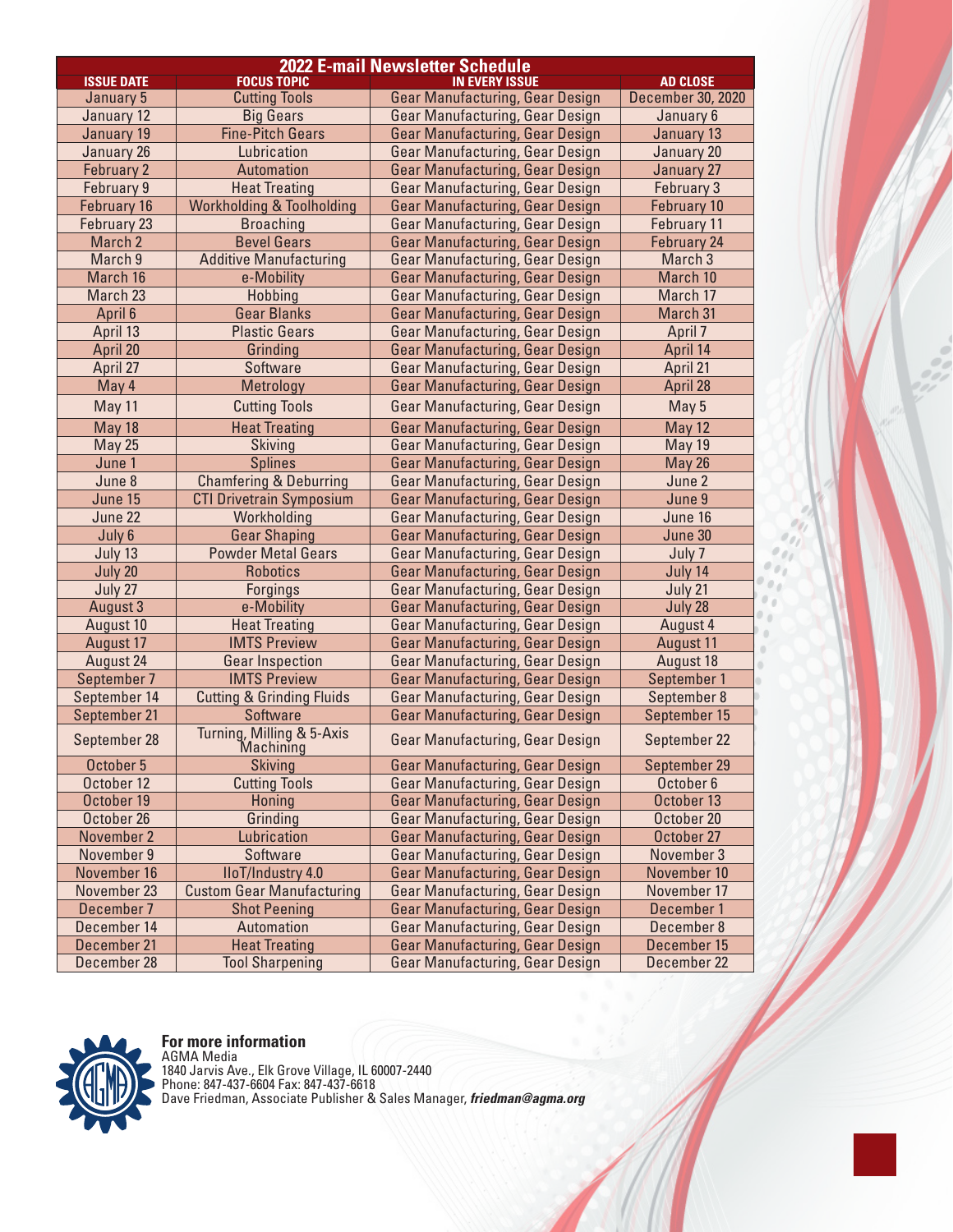| 2022 E-mail Newsletter Schedule | | | |
|---|---|---|---|
| ISSUE DATE | FOCUS TOPIC | IN EVERY ISSUE | AD CLOSE |
| January 5 | Cutting Tools | Gear Manufacturing, Gear Design | December 30, 2020 |
| January 12 | Big Gears | Gear Manufacturing, Gear Design | January 6 |
| January 19 | Fine-Pitch Gears | Gear Manufacturing, Gear Design | January 13 |
| January 26 | Lubrication | Gear Manufacturing, Gear Design | January 20 |
| February 2 | Automation | Gear Manufacturing, Gear Design | January 27 |
| February 9 | Heat Treating | Gear Manufacturing, Gear Design | February 3 |
| February 16 | Workholding & Toolholding | Gear Manufacturing, Gear Design | February 10 |
| February 23 | Broaching | Gear Manufacturing, Gear Design | February 11 |
| March 2 | Bevel Gears | Gear Manufacturing, Gear Design | February 24 |
| March 9 | Additive Manufacturing | Gear Manufacturing, Gear Design | March 3 |
| March 16 | e-Mobility | Gear Manufacturing, Gear Design | March 10 |
| March 23 | Hobbing | Gear Manufacturing, Gear Design | March 17 |
| April 6 | Gear Blanks | Gear Manufacturing, Gear Design | March 31 |
| April 13 | Plastic Gears | Gear Manufacturing, Gear Design | April 7 |
| April 20 | Grinding | Gear Manufacturing, Gear Design | April 14 |
| April 27 | Software | Gear Manufacturing, Gear Design | April 21 |
| May 4 | Metrology | Gear Manufacturing, Gear Design | April 28 |
| May 11 | Cutting Tools | Gear Manufacturing, Gear Design | May 5 |
| May 18 | Heat Treating | Gear Manufacturing, Gear Design | May 12 |
| May 25 | Skiving | Gear Manufacturing, Gear Design | May 19 |
| June 1 | Splines | Gear Manufacturing, Gear Design | May 26 |
| June 8 | Chamfering & Deburring | Gear Manufacturing, Gear Design | June 2 |
| June 15 | CTI Drivetrain Symposium | Gear Manufacturing, Gear Design | June 9 |
| June 22 | Workholding | Gear Manufacturing, Gear Design | June 16 |
| July 6 | Gear Shaping | Gear Manufacturing, Gear Design | June 30 |
| July 13 | Powder Metal Gears | Gear Manufacturing, Gear Design | July 7 |
| July 20 | Robotics | Gear Manufacturing, Gear Design | July 14 |
| July 27 | Forgings | Gear Manufacturing, Gear Design | July 21 |
| August 3 | e-Mobility | Gear Manufacturing, Gear Design | July 28 |
| August 10 | Heat Treating | Gear Manufacturing, Gear Design | August 4 |
| August 17 | IMTS Preview | Gear Manufacturing, Gear Design | August 11 |
| August 24 | Gear Inspection | Gear Manufacturing, Gear Design | August 18 |
| September 7 | IMTS Preview | Gear Manufacturing, Gear Design | September 1 |
| September 14 | Cutting & Grinding Fluids | Gear Manufacturing, Gear Design | September 8 |
| September 21 | Software | Gear Manufacturing, Gear Design | September 15 |
| September 28 | Turning, Milling & 5-Axis Machining | Gear Manufacturing, Gear Design | September 22 |
| October 5 | Skiving | Gear Manufacturing, Gear Design | September 29 |
| October 12 | Cutting Tools | Gear Manufacturing, Gear Design | October 6 |
| October 19 | Honing | Gear Manufacturing, Gear Design | October 13 |
| October 26 | Grinding | Gear Manufacturing, Gear Design | October 20 |
| November 2 | Lubrication | Gear Manufacturing, Gear Design | October 27 |
| November 9 | Software | Gear Manufacturing, Gear Design | November 3 |
| November 16 | IIoT/Industry 4.0 | Gear Manufacturing, Gear Design | November 10 |
| November 23 | Custom Gear Manufacturing | Gear Manufacturing, Gear Design | November 17 |
| December 7 | Shot Peening | Gear Manufacturing, Gear Design | December 1 |
| December 14 | Automation | Gear Manufacturing, Gear Design | December 8 |
| December 21 | Heat Treating | Gear Manufacturing, Gear Design | December 15 |
| December 28 | Tool Sharpening | Gear Manufacturing, Gear Design | December 22 |

**For more information**
AGMA Media
1840 Jarvis Ave., Elk Grove Village, IL 60007-2440
Phone: 847-437-6604 Fax: 847-437-6618
Dave Friedman, Associate Publisher & Sales Manager, ***friedman@agma.org***